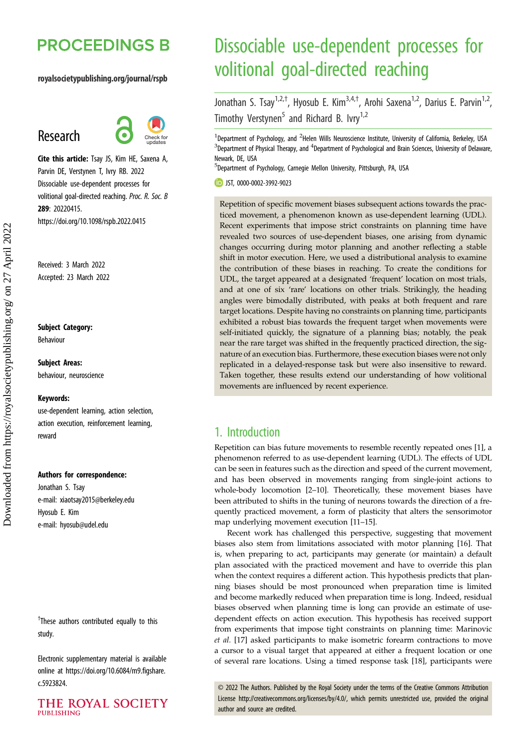# Dissociable use-dependent processes for volitional goal-directed reaching

Jonathan S. Tsay[1,2,†], Hyosub E. Kim[3,4,†], Arohi Saxena[1,2], Darius E. Parvin[1,2], Timothy Verstynen[5] and Richard B. Ivry[1,2]

[1]Department of Psychology, and [2]Helen Wills Neuroscience Institute, University of California, Berkeley, USA
[3]Department of Physical Therapy, and [4]Department of Psychological and Brain Sciences, University of Delaware, Newark, DE, USA
[5]Department of Psychology, Carnegie Mellon University, Pittsburgh, PA, USA

JST, 0000-0002-3992-9023

Research

**Cite this article:** Tsay JS, Kim HE, Saxena A, Parvin DE, Verstynen T, Ivry RB. 2022 Dissociable use-dependent processes for volitional goal-directed reaching. *Proc. R. Soc. B* **289**: 20220415. https://doi.org/10.1098/rspb.2022.0415

Received: 3 March 2022
Accepted: 23 March 2022

**Subject Category:**
Behaviour

**Subject Areas:**
behaviour, neuroscience

**Keywords:**
use-dependent learning, action selection, action execution, reinforcement learning, reward

**Authors for correspondence:**
Jonathan S. Tsay
e-mail: xiaotsay2015@berkeley.edu
Hyosub E. Kim
e-mail: hyosub@udel.edu

[†]These authors contributed equally to this study.

Electronic supplementary material is available online at https://doi.org/10.6084/m9.figshare.c.5923824.

Repetition of specific movement biases subsequent actions towards the practiced movement, a phenomenon known as use-dependent learning (UDL). Recent experiments that impose strict constraints on planning time have revealed two sources of use-dependent biases, one arising from dynamic changes occurring during motor planning and another reflecting a stable shift in motor execution. Here, we used a distributional analysis to examine the contribution of these biases in reaching. To create the conditions for UDL, the target appeared at a designated 'frequent' location on most trials, and at one of six 'rare' locations on other trials. Strikingly, the heading angles were bimodally distributed, with peaks at both frequent and rare target locations. Despite having no constraints on planning time, participants exhibited a robust bias towards the frequent target when movements were self-initiated quickly, the signature of a planning bias; notably, the peak near the rare target was shifted in the frequently practiced direction, the signature of an execution bias. Furthermore, these execution biases were not only replicated in a delayed-response task but were also insensitive to reward. Taken together, these results extend our understanding of how volitional movements are influenced by recent experience.

## 1. Introduction

Repetition can bias future movements to resemble recently repeated ones [1], a phenomenon referred to as use-dependent learning (UDL). The effects of UDL can be seen in features such as the direction and speed of the current movement, and has been observed in movements ranging from single-joint actions to whole-body locomotion [2–10]. Theoretically, these movement biases have been attributed to shifts in the tuning of neurons towards the direction of a frequently practiced movement, a form of plasticity that alters the sensorimotor map underlying movement execution [11–15].

Recent work has challenged this perspective, suggesting that movement biases also stem from limitations associated with motor planning [16]. That is, when preparing to act, participants may generate (or maintain) a default plan associated with the practiced movement and have to override this plan when the context requires a different action. This hypothesis predicts that planning biases should be most pronounced when preparation time is limited and become markedly reduced when preparation time is long. Indeed, residual biases observed when planning time is long can provide an estimate of use-dependent effects on action execution. This hypothesis has received support from experiments that impose tight constraints on planning time: Marinovic *et al.* [17] asked participants to make isometric forearm contractions to move a cursor to a visual target that appeared at either a frequent location or one of several rare locations. Using a timed response task [18], participants were

© 2022 The Authors. Published by the Royal Society under the terms of the Creative Commons Attribution License http://creativecommons.org/licenses/by/4.0/, which permits unrestricted use, provided the original author and source are credited.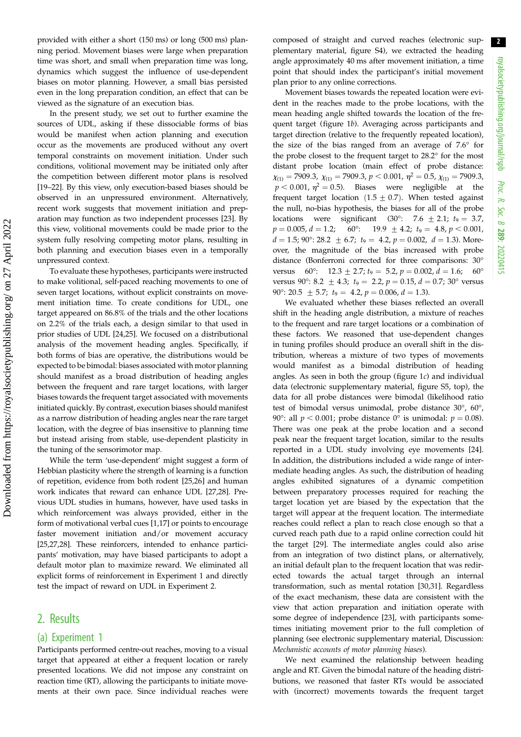provided with either a short (150 ms) or long (500 ms) planning period. Movement biases were large when preparation time was short, and small when preparation time was long, dynamics which suggest the influence of use-dependent biases on motor planning. However, a small bias persisted even in the long preparation condition, an effect that can be viewed as the signature of an execution bias.

In the present study, we set out to further examine the sources of UDL, asking if these dissociable forms of bias would be manifest when action planning and execution occur as the movements are produced without any overt temporal constraints on movement initiation. Under such conditions, volitional movement may be initiated only after the competition between different motor plans is resolved [19–22]. By this view, only execution-based biases should be observed in an unpressured environment. Alternatively, recent work suggests that movement initiation and preparation may function as two independent processes [23]. By this view, volitional movements could be made prior to the system fully resolving competing motor plans, resulting in both planning and execution biases even in a temporally unpressured context.

To evaluate these hypotheses, participants were instructed to make volitional, self-paced reaching movements to one of seven target locations, without explicit constraints on movement initiation time. To create conditions for UDL, one target appeared on 86.8% of the trials and the other locations on 2.2% of the trials each, a design similar to that used in prior studies of UDL [24,25]. We focused on a distributional analysis of the movement heading angles. Specifically, if both forms of bias are operative, the distributions would be expected to be bimodal: biases associated with motor planning should manifest as a broad distribution of heading angles between the frequent and rare target locations, with larger biases towards the frequent target associated with movements initiated quickly. By contrast, execution biases should manifest as a narrow distribution of heading angles near the rare target location, with the degree of bias insensitive to planning time but instead arising from stable, use-dependent plasticity in the tuning of the sensorimotor map.

While the term 'use-dependent' might suggest a form of Hebbian plasticity where the strength of learning is a function of repetition, evidence from both rodent [25,26] and human work indicates that reward can enhance UDL [27,28]. Previous UDL studies in humans, however, have used tasks in which reinforcement was always provided, either in the form of motivational verbal cues [1,17] or points to encourage faster movement initiation and/or movement accuracy [25,27,28]. These reinforcers, intended to enhance participants' motivation, may have biased participants to adopt a default motor plan to maximize reward. We eliminated all explicit forms of reinforcement in Experiment 1 and directly test the impact of reward on UDL in Experiment 2.

## 2. Results

### (a) Experiment 1

Participants performed centre-out reaches, moving to a visual target that appeared at either a frequent location or rarely presented locations. We did not impose any constraint on reaction time (RT), allowing the participants to initiate movements at their own pace. Since individual reaches were composed of straight and curved reaches (electronic supplementary material, figure S4), we extracted the heading angle approximately 40 ms after movement initiation, a time point that should index the participant's initial movement plan prior to any online corrections.

Movement biases towards the repeated location were evident in the reaches made to the probe locations, with the mean heading angle shifted towards the location of the frequent target (figure 1*b*). Averaging across participants and target direction (relative to the frequently repeated location), the size of the bias ranged from an average of 7.6° for the probe closest to the frequent target to 28.2° for the most distant probe location (main effect of probe distance: $\chi_{(1)} = 7909.3$, $\chi_{(1)} = 7909.3$, $p < 0.001$, $\eta^2 = 0.5$, $\chi_{(1)} = 7909.3$, $p < 0.001$, $\eta^2 = 0.5$). Biases were negligible at the frequent target location ($1.5 \pm 0.7$). When tested against the null, no-bias hypothesis, the biases for all of the probe locations were significant (30°: $7.6 \pm 2.1$; $t_9 = 3.7$, $p = 0.005$, $d = 1.2$; 60°: $19.9 \pm 4.2$; $t_9 = 4.8$, $p < 0.001$, $d = 1.5$; 90°: $28.2 \pm 6.7$; $t_9 = 4.2$, $p = 0.002$, $d = 1.3$). Moreover, the magnitude of the bias increased with probe distance (Bonferroni corrected for three comparisons: 30° versus 60°: $12.3 \pm 2.7$; $t_9 = 5.2$, $p = 0.002$, $d = 1.6$; 60° versus 90°: $8.2 \pm 4.3$; $t_9 = 2.2$, $p = 0.15$, $d = 0.7$; 30° versus 90°: $20.5 \pm 5.7$; $t_9 = 4.2$, $p = 0.006$, $d = 1.3$).

We evaluated whether these biases reflected an overall shift in the heading angle distribution, a mixture of reaches to the frequent and rare target locations or a combination of these factors. We reasoned that use-dependent changes in tuning profiles should produce an overall shift in the distribution, whereas a mixture of two types of movements would manifest as a bimodal distribution of heading angles. As seen in both the group (figure 1*c*) and individual data (electronic supplementary material, figure S5, top), the data for all probe distances were bimodal (likelihood ratio test of bimodal versus unimodal, probe distance 30°, 60°, 90°: all $p < 0.001$; probe distance 0° is unimodal: $p = 0.08$). There was one peak at the probe location and a second peak near the frequent target location, similar to the results reported in a UDL study involving eye movements [24]. In addition, the distributions included a wide range of intermediate heading angles. As such, the distribution of heading angles exhibited signatures of a dynamic competition between preparatory processes required for reaching the target location yet are biased by the expectation that the target will appear at the frequent location. The intermediate reaches could reflect a plan to reach close enough so that a curved reach path due to a rapid online correction could hit the target [29]. The intermediate angles could also arise from an integration of two distinct plans, or alternatively, an initial default plan to the frequent location that was redirected towards the actual target through an internal transformation, such as mental rotation [30,31]. Regardless of the exact mechanism, these data are consistent with the view that action preparation and initiation operate with some degree of independence [23], with participants sometimes initiating movement prior to the full completion of planning (see electronic supplementary material, Discussion: *Mechanistic accounts of motor planning biases*).

We next examined the relationship between heading angle and RT. Given the bimodal nature of the heading distributions, we reasoned that faster RTs would be associated with (incorrect) movements towards the frequent target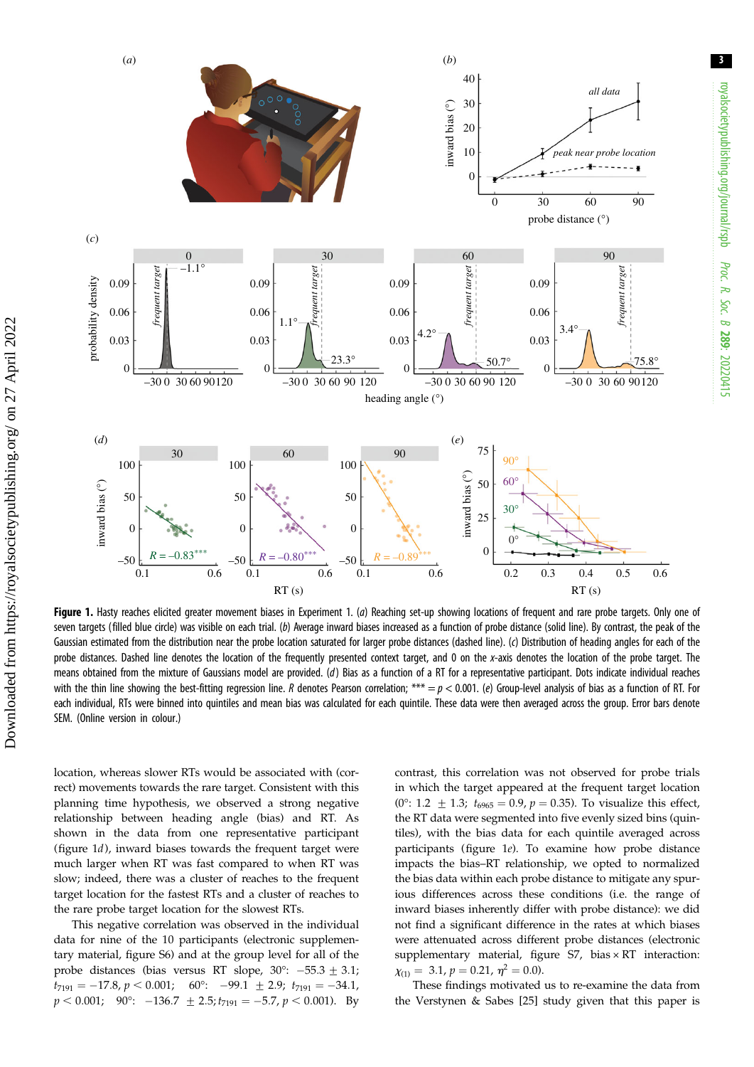**Figure 1.** Hasty reaches elicited greater movement biases in Experiment 1. (*a*) Reaching set-up showing locations of frequent and rare probe targets. Only one of seven targets (filled blue circle) was visible on each trial. (*b*) Average inward biases increased as a function of probe distance (solid line). By contrast, the peak of the Gaussian estimated from the distribution near the probe location saturated for larger probe distances (dashed line). (*c*) Distribution of heading angles for each of the probe distances. Dashed line denotes the location of the frequently presented context target, and 0 on the *x*-axis denotes the location of the probe target. The means obtained from the mixture of Gaussians model are provided. (*d*) Bias as a function of a RT for a representative participant. Dots indicate individual reaches with the thin line showing the best-fitting regression line. *R* denotes Pearson correlation; *** = $p < 0.001$. (*e*) Group-level analysis of bias as a function of RT. For each individual, RTs were binned into quintiles and mean bias was calculated for each quintile. These data were then averaged across the group. Error bars denote SEM. (Online version in colour.)

location, whereas slower RTs would be associated with (correct) movements towards the rare target. Consistent with this planning time hypothesis, we observed a strong negative relationship between heading angle (bias) and RT. As shown in the data from one representative participant (figure 1*d*), inward biases towards the frequent target were much larger when RT was fast compared to when RT was slow; indeed, there was a cluster of reaches to the frequent target location for the fastest RTs and a cluster of reaches to the rare probe target location for the slowest RTs.

This negative correlation was observed in the individual data for nine of the 10 participants (electronic supplementary material, figure S6) and at the group level for all of the probe distances (bias versus RT slope, 30°: $-55.3 \pm 3.1$; $t_{7191} = -17.8$, $p < 0.001$; 60°: $-99.1 \pm 2.9$; $t_{7191} = -34.1$, $p < 0.001$; 90°: $-136.7 \pm 2.5$; $t_{7191} = -5.7$, $p < 0.001$). By contrast, this correlation was not observed for probe trials in which the target appeared at the frequent target location (0°: $1.2 \pm 1.3$; $t_{6965} = 0.9$, $p = 0.35$). To visualize this effect, the RT data were segmented into five evenly sized bins (quintiles), with the bias data for each quintile averaged across participants (figure 1*e*). To examine how probe distance impacts the bias–RT relationship, we opted to normalized the bias data within each probe distance to mitigate any spurious differences across these conditions (i.e. the range of inward biases inherently differ with probe distance): we did not find a significant difference in the rates at which biases were attenuated across different probe distances (electronic supplementary material, figure S7, bias × RT interaction: $\chi_{(1)} = 3.1$, $p = 0.21$, $\eta^2 = 0.0$).

These findings motivated us to re-examine the data from the Verstynen & Sabes [25] study given that this paper is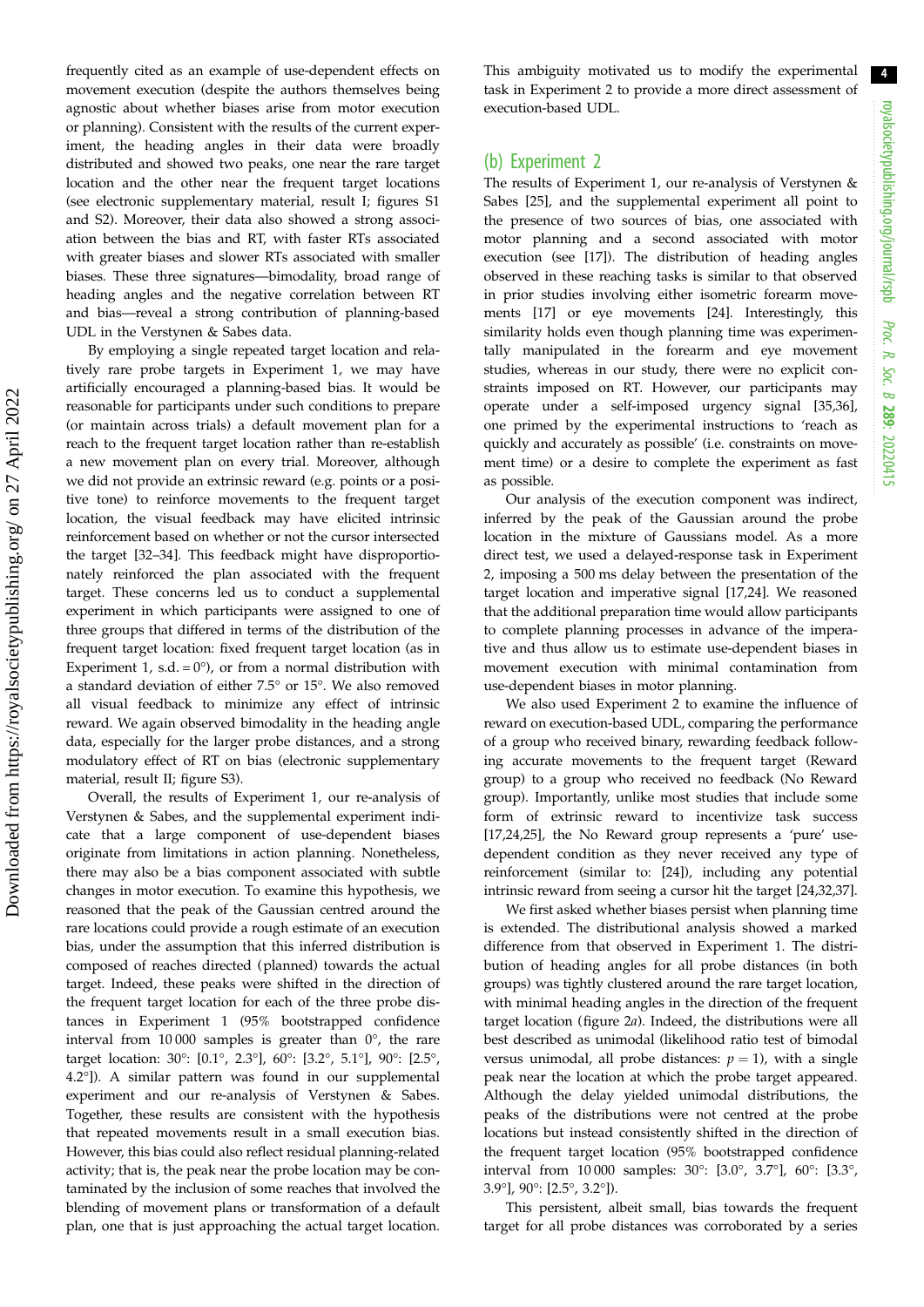frequently cited as an example of use-dependent effects on movement execution (despite the authors themselves being agnostic about whether biases arise from motor execution or planning). Consistent with the results of the current experiment, the heading angles in their data were broadly distributed and showed two peaks, one near the rare target location and the other near the frequent target locations (see electronic supplementary material, result I; figures S1 and S2). Moreover, their data also showed a strong association between the bias and RT, with faster RTs associated with greater biases and slower RTs associated with smaller biases. These three signatures—bimodality, broad range of heading angles and the negative correlation between RT and bias—reveal a strong contribution of planning-based UDL in the Verstynen & Sabes data.

By employing a single repeated target location and relatively rare probe targets in Experiment 1, we may have artificially encouraged a planning-based bias. It would be reasonable for participants under such conditions to prepare (or maintain across trials) a default movement plan for a reach to the frequent target location rather than re-establish a new movement plan on every trial. Moreover, although we did not provide an extrinsic reward (e.g. points or a positive tone) to reinforce movements to the frequent target location, the visual feedback may have elicited intrinsic reinforcement based on whether or not the cursor intersected the target [32–34]. This feedback might have disproportionately reinforced the plan associated with the frequent target. These concerns led us to conduct a supplemental experiment in which participants were assigned to one of three groups that differed in terms of the distribution of the frequent target location: fixed frequent target location (as in Experiment 1, s.d. = 0°), or from a normal distribution with a standard deviation of either 7.5° or 15°. We also removed all visual feedback to minimize any effect of intrinsic reward. We again observed bimodality in the heading angle data, especially for the larger probe distances, and a strong modulatory effect of RT on bias (electronic supplementary material, result II; figure S3).

Overall, the results of Experiment 1, our re-analysis of Verstynen & Sabes, and the supplemental experiment indicate that a large component of use-dependent biases originate from limitations in action planning. Nonetheless, there may also be a bias component associated with subtle changes in motor execution. To examine this hypothesis, we reasoned that the peak of the Gaussian centred around the rare locations could provide a rough estimate of an execution bias, under the assumption that this inferred distribution is composed of reaches directed (planned) towards the actual target. Indeed, these peaks were shifted in the direction of the frequent target location for each of the three probe distances in Experiment 1 (95% bootstrapped confidence interval from 10 000 samples is greater than 0°, the rare target location: 30°: [0.1°, 2.3°], 60°: [3.2°, 5.1°], 90°: [2.5°, 4.2°]). A similar pattern was found in our supplemental experiment and our re-analysis of Verstynen & Sabes. Together, these results are consistent with the hypothesis that repeated movements result in a small execution bias. However, this bias could also reflect residual planning-related activity; that is, the peak near the probe location may be contaminated by the inclusion of some reaches that involved the blending of movement plans or transformation of a default plan, one that is just approaching the actual target location.

This ambiguity motivated us to modify the experimental task in Experiment 2 to provide a more direct assessment of execution-based UDL.

## (b) Experiment 2

The results of Experiment 1, our re-analysis of Verstynen & Sabes [25], and the supplemental experiment all point to the presence of two sources of bias, one associated with motor planning and a second associated with motor execution (see [17]). The distribution of heading angles observed in these reaching tasks is similar to that observed in prior studies involving either isometric forearm movements [17] or eye movements [24]. Interestingly, this similarity holds even though planning time was experimentally manipulated in the forearm and eye movement studies, whereas in our study, there were no explicit constraints imposed on RT. However, our participants may operate under a self-imposed urgency signal [35,36], one primed by the experimental instructions to 'reach as quickly and accurately as possible' (i.e. constraints on movement time) or a desire to complete the experiment as fast as possible.

Our analysis of the execution component was indirect, inferred by the peak of the Gaussian around the probe location in the mixture of Gaussians model. As a more direct test, we used a delayed-response task in Experiment 2, imposing a 500 ms delay between the presentation of the target location and imperative signal [17,24]. We reasoned that the additional preparation time would allow participants to complete planning processes in advance of the imperative and thus allow us to estimate use-dependent biases in movement execution with minimal contamination from use-dependent biases in motor planning.

We also used Experiment 2 to examine the influence of reward on execution-based UDL, comparing the performance of a group who received binary, rewarding feedback following accurate movements to the frequent target (Reward group) to a group who received no feedback (No Reward group). Importantly, unlike most studies that include some form of extrinsic reward to incentivize task success [17,24,25], the No Reward group represents a 'pure' use-dependent condition as they never received any type of reinforcement (similar to: [24]), including any potential intrinsic reward from seeing a cursor hit the target [24,32,37].

We first asked whether biases persist when planning time is extended. The distributional analysis showed a marked difference from that observed in Experiment 1. The distribution of heading angles for all probe distances (in both groups) was tightly clustered around the rare target location, with minimal heading angles in the direction of the frequent target location (figure 2*a*). Indeed, the distributions were all best described as unimodal (likelihood ratio test of bimodal versus unimodal, all probe distances: $p = 1$), with a single peak near the location at which the probe target appeared. Although the delay yielded unimodal distributions, the peaks of the distributions were not centred at the probe locations but instead consistently shifted in the direction of the frequent target location (95% bootstrapped confidence interval from 10 000 samples: 30°: [3.0°, 3.7°], 60°: [3.3°, 3.9°], 90°: [2.5°, 3.2°]).

This persistent, albeit small, bias towards the frequent target for all probe distances was corroborated by a series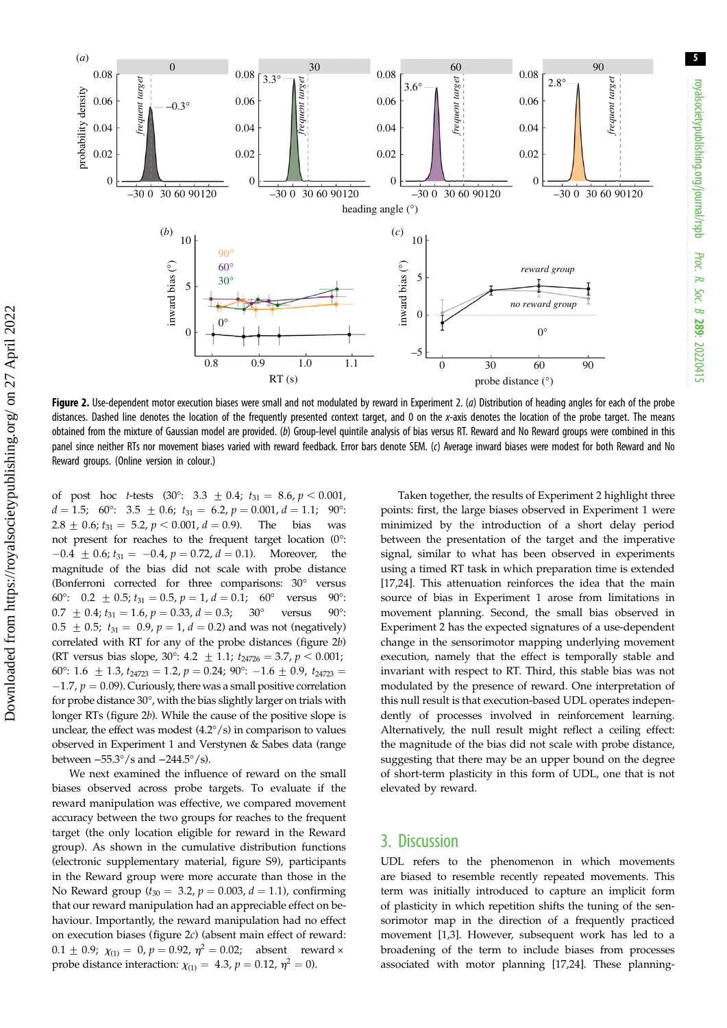**Figure 2.** Use-dependent motor execution biases were small and not modulated by reward in Experiment 2. (*a*) Distribution of heading angles for each of the probe distances. Dashed line denotes the location of the frequently presented context target, and 0 on the *x*-axis denotes the location of the probe target. The means obtained from the mixture of Gaussian model are provided. (*b*) Group-level quintile analysis of bias versus RT. Reward and No Reward groups were combined in this panel since neither RTs nor movement biases varied with reward feedback. Error bars denote SEM. (*c*) Average inward biases were modest for both Reward and No Reward groups. (Online version in colour.)

of post hoc *t*-tests (30°: 3.3 ± 0.4; $t_{31}$ = 8.6, $p < 0.001$, $d$ = 1.5; 60°: 3.5 ± 0.6; $t_{31}$ = 6.2, $p$ = 0.001, $d$ = 1.1; 90°: 2.8 ± 0.6; $t_{31}$ = 5.2, $p < 0.001$, $d$ = 0.9). The bias was not present for reaches to the frequent target location (0°: −0.4 ± 0.6; $t_{31}$ = −0.4, $p$ = 0.72, $d$ = 0.1). Moreover, the magnitude of the bias did not scale with probe distance (Bonferroni corrected for three comparisons: 30° versus 60°: 0.2 ± 0.5; $t_{31}$ = 0.5, $p$ = 1, $d$ = 0.1; 60° versus 90°: 0.7 ± 0.4; $t_{31}$ = 1.6, $p$ = 0.33, $d$ = 0.3; 30° versus 90°: 0.5 ± 0.5; $t_{31}$ = 0.9, $p$ = 1, $d$ = 0.2) and was not (negatively) correlated with RT for any of the probe distances (figure 2*b*) (RT versus bias slope, 30°: 4.2 ± 1.1; $t_{24726}$ = 3.7, $p < 0.001$; 60°: 1.6 ± 1.3, $t_{24723}$ = 1.2, $p$ = 0.24; 90°: −1.6 ± 0.9, $t_{24723}$ = −1.7, $p$ = 0.09). Curiously, there was a small positive correlation for probe distance 30°, with the bias slightly larger on trials with longer RTs (figure 2*b*). While the cause of the positive slope is unclear, the effect was modest (4.2°/s) in comparison to values observed in Experiment 1 and Verstynen & Sabes data (range between −55.3°/s and −244.5°/s).

We next examined the influence of reward on the small biases observed across probe targets. To evaluate if the reward manipulation was effective, we compared movement accuracy between the two groups for reaches to the frequent target (the only location eligible for reward in the Reward group). As shown in the cumulative distribution functions (electronic supplementary material, figure S9), participants in the Reward group were more accurate than those in the No Reward group ($t_{30}$ = 3.2, $p$ = 0.003, $d$ = 1.1), confirming that our reward manipulation had an appreciable effect on behaviour. Importantly, the reward manipulation had no effect on execution biases (figure 2*c*) (absent main effect of reward: 0.1 ± 0.9; $\chi_{(1)}$ = 0, $p$ = 0.92, $\eta^2$ = 0.02; absent reward × probe distance interaction: $\chi_{(1)}$ = 4.3, $p$ = 0.12, $\eta^2$ = 0).

Taken together, the results of Experiment 2 highlight three points: first, the large biases observed in Experiment 1 were minimized by the introduction of a short delay period between the presentation of the target and the imperative signal, similar to what has been observed in experiments using a timed RT task in which preparation time is extended [17,24]. This attenuation reinforces the idea that the main source of bias in Experiment 1 arises from limitations in movement planning. Second, the small bias observed in Experiment 2 has the expected signatures of a use-dependent change in the sensorimotor mapping underlying movement execution, namely that the effect is temporally stable and invariant with respect to RT. Third, this stable bias was not modulated by the presence of reward. One interpretation of this null result is that execution-based UDL operates independently of processes involved in reinforcement learning. Alternatively, the null result might reflect a ceiling effect: the magnitude of the bias did not scale with probe distance, suggesting that there may be an upper bound on the degree of short-term plasticity in this form of UDL, one that is not elevated by reward.

## 3. Discussion

UDL refers to the phenomenon in which movements are biased to resemble recently repeated movements. This term was initially introduced to capture an implicit form of plasticity in which repetition shifts the tuning of the sensorimotor map in the direction of a frequently practiced movement [1,3]. However, subsequent work has led to a broadening of the term to include biases from processes associated with motor planning [17,24]. These planning-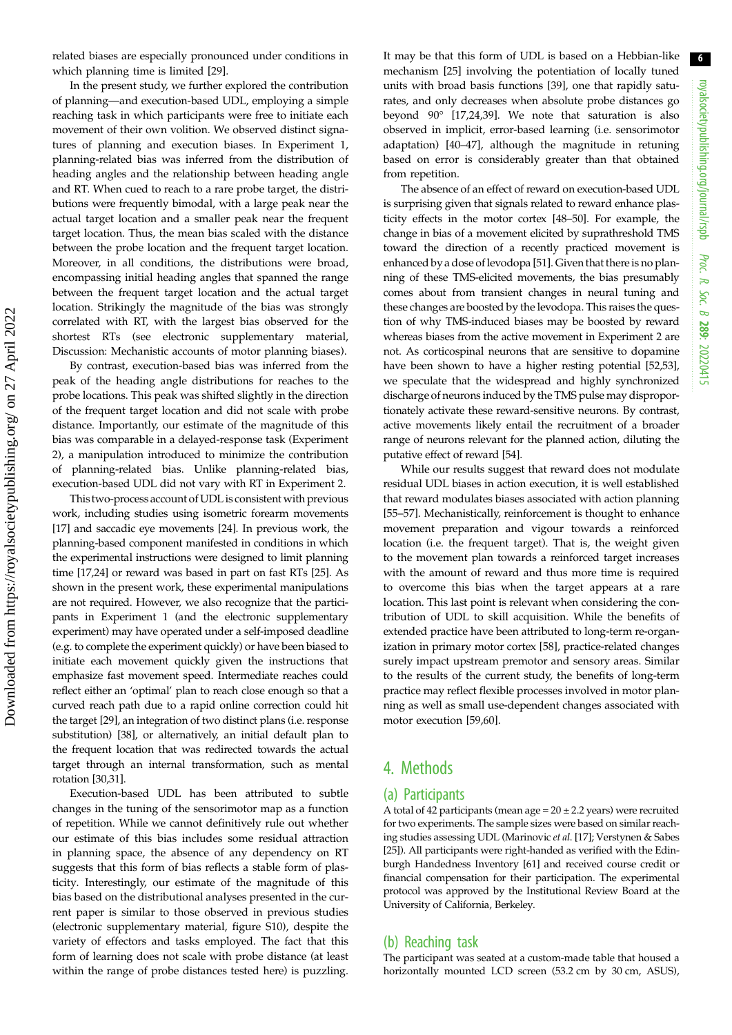related biases are especially pronounced under conditions in which planning time is limited [29].

In the present study, we further explored the contribution of planning—and execution-based UDL, employing a simple reaching task in which participants were free to initiate each movement of their own volition. We observed distinct signatures of planning and execution biases. In Experiment 1, planning-related bias was inferred from the distribution of heading angles and the relationship between heading angle and RT. When cued to reach to a rare probe target, the distributions were frequently bimodal, with a large peak near the actual target location and a smaller peak near the frequent target location. Thus, the mean bias scaled with the distance between the probe location and the frequent target location. Moreover, in all conditions, the distributions were broad, encompassing initial heading angles that spanned the range between the frequent target location and the actual target location. Strikingly the magnitude of the bias was strongly correlated with RT, with the largest bias observed for the shortest RTs (see electronic supplementary material, Discussion: Mechanistic accounts of motor planning biases).

By contrast, execution-based bias was inferred from the peak of the heading angle distributions for reaches to the probe locations. This peak was shifted slightly in the direction of the frequent target location and did not scale with probe distance. Importantly, our estimate of the magnitude of this bias was comparable in a delayed-response task (Experiment 2), a manipulation introduced to minimize the contribution of planning-related bias. Unlike planning-related bias, execution-based UDL did not vary with RT in Experiment 2.

This two-process account of UDL is consistent with previous work, including studies using isometric forearm movements [17] and saccadic eye movements [24]. In previous work, the planning-based component manifested in conditions in which the experimental instructions were designed to limit planning time [17,24] or reward was based in part on fast RTs [25]. As shown in the present work, these experimental manipulations are not required. However, we also recognize that the participants in Experiment 1 (and the electronic supplementary experiment) may have operated under a self-imposed deadline (e.g. to complete the experiment quickly) or have been biased to initiate each movement quickly given the instructions that emphasize fast movement speed. Intermediate reaches could reflect either an 'optimal' plan to reach close enough so that a curved reach path due to a rapid online correction could hit the target [29], an integration of two distinct plans (i.e. response substitution) [38], or alternatively, an initial default plan to the frequent location that was redirected towards the actual target through an internal transformation, such as mental rotation [30,31].

Execution-based UDL has been attributed to subtle changes in the tuning of the sensorimotor map as a function of repetition. While we cannot definitively rule out whether our estimate of this bias includes some residual attraction in planning space, the absence of any dependency on RT suggests that this form of bias reflects a stable form of plasticity. Interestingly, our estimate of the magnitude of this bias based on the distributional analyses presented in the current paper is similar to those observed in previous studies (electronic supplementary material, figure S10), despite the variety of effectors and tasks employed. The fact that this form of learning does not scale with probe distance (at least within the range of probe distances tested here) is puzzling. It may be that this form of UDL is based on a Hebbian-like mechanism [25] involving the potentiation of locally tuned units with broad basis functions [39], one that rapidly saturates, and only decreases when absolute probe distances go beyond 90° [17,24,39]. We note that saturation is also observed in implicit, error-based learning (i.e. sensorimotor adaptation) [40–47], although the magnitude in retuning based on error is considerably greater than that obtained from repetition.

The absence of an effect of reward on execution-based UDL is surprising given that signals related to reward enhance plasticity effects in the motor cortex [48–50]. For example, the change in bias of a movement elicited by suprathreshold TMS toward the direction of a recently practiced movement is enhanced by a dose of levodopa [51]. Given that there is no planning of these TMS-elicited movements, the bias presumably comes about from transient changes in neural tuning and these changes are boosted by the levodopa. This raises the question of why TMS-induced biases may be boosted by reward whereas biases from the active movement in Experiment 2 are not. As corticospinal neurons that are sensitive to dopamine have been shown to have a higher resting potential [52,53], we speculate that the widespread and highly synchronized discharge of neurons induced by the TMS pulse may disproportionately activate these reward-sensitive neurons. By contrast, active movements likely entail the recruitment of a broader range of neurons relevant for the planned action, diluting the putative effect of reward [54].

While our results suggest that reward does not modulate residual UDL biases in action execution, it is well established that reward modulates biases associated with action planning [55–57]. Mechanistically, reinforcement is thought to enhance movement preparation and vigour towards a reinforced location (i.e. the frequent target). That is, the weight given to the movement plan towards a reinforced target increases with the amount of reward and thus more time is required to overcome this bias when the target appears at a rare location. This last point is relevant when considering the contribution of UDL to skill acquisition. While the benefits of extended practice have been attributed to long-term re-organization in primary motor cortex [58], practice-related changes surely impact upstream premotor and sensory areas. Similar to the results of the current study, the benefits of long-term practice may reflect flexible processes involved in motor planning as well as small use-dependent changes associated with motor execution [59,60].

## 4. Methods

### (a) Participants

A total of 42 participants (mean age = 20 ± 2.2 years) were recruited for two experiments. The sample sizes were based on similar reaching studies assessing UDL (Marinovic *et al.* [17]; Verstynen & Sabes [25]). All participants were right-handed as verified with the Edinburgh Handedness Inventory [61] and received course credit or financial compensation for their participation. The experimental protocol was approved by the Institutional Review Board at the University of California, Berkeley.

### (b) Reaching task

The participant was seated at a custom-made table that housed a horizontally mounted LCD screen (53.2 cm by 30 cm, ASUS),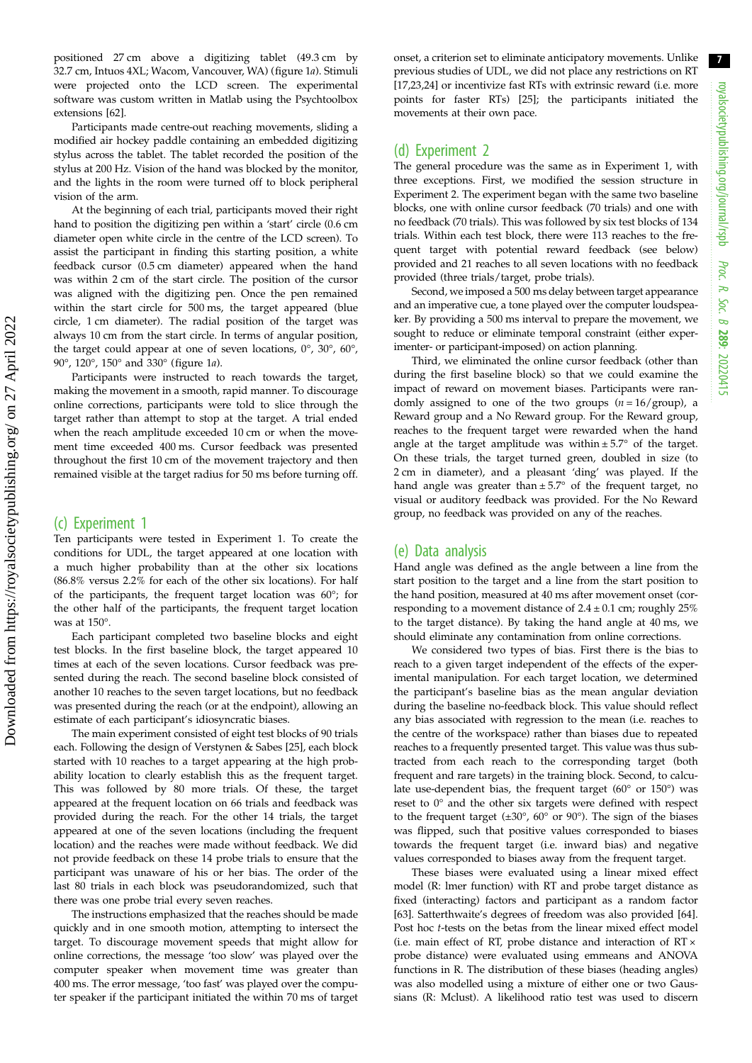positioned 27 cm above a digitizing tablet (49.3 cm by 32.7 cm, Intuos 4XL; Wacom, Vancouver, WA) (figure 1*a*). Stimuli were projected onto the LCD screen. The experimental software was custom written in Matlab using the Psychtoolbox extensions [62].

Participants made centre-out reaching movements, sliding a modified air hockey paddle containing an embedded digitizing stylus across the tablet. The tablet recorded the position of the stylus at 200 Hz. Vision of the hand was blocked by the monitor, and the lights in the room were turned off to block peripheral vision of the arm.

At the beginning of each trial, participants moved their right hand to position the digitizing pen within a 'start' circle (0.6 cm diameter open white circle in the centre of the LCD screen). To assist the participant in finding this starting position, a white feedback cursor (0.5 cm diameter) appeared when the hand was within 2 cm of the start circle. The position of the cursor was aligned with the digitizing pen. Once the pen remained within the start circle for 500 ms, the target appeared (blue circle, 1 cm diameter). The radial position of the target was always 10 cm from the start circle. In terms of angular position, the target could appear at one of seven locations, 0°, 30°, 60°, 90°, 120°, 150° and 330° (figure 1*a*).

Participants were instructed to reach towards the target, making the movement in a smooth, rapid manner. To discourage online corrections, participants were told to slice through the target rather than attempt to stop at the target. A trial ended when the reach amplitude exceeded 10 cm or when the movement time exceeded 400 ms. Cursor feedback was presented throughout the first 10 cm of the movement trajectory and then remained visible at the target radius for 50 ms before turning off.

## (c) Experiment 1

Ten participants were tested in Experiment 1. To create the conditions for UDL, the target appeared at one location with a much higher probability than at the other six locations (86.8% versus 2.2% for each of the other six locations). For half of the participants, the frequent target location was 60°; for the other half of the participants, the frequent target location was at 150°.

Each participant completed two baseline blocks and eight test blocks. In the first baseline block, the target appeared 10 times at each of the seven locations. Cursor feedback was presented during the reach. The second baseline block consisted of another 10 reaches to the seven target locations, but no feedback was presented during the reach (or at the endpoint), allowing an estimate of each participant's idiosyncratic biases.

The main experiment consisted of eight test blocks of 90 trials each. Following the design of Verstynen & Sabes [25], each block started with 10 reaches to a target appearing at the high probability location to clearly establish this as the frequent target. This was followed by 80 more trials. Of these, the target appeared at the frequent location on 66 trials and feedback was provided during the reach. For the other 14 trials, the target appeared at one of the seven locations (including the frequent location) and the reaches were made without feedback. We did not provide feedback on these 14 probe trials to ensure that the participant was unaware of his or her bias. The order of the last 80 trials in each block was pseudorandomized, such that there was one probe trial every seven reaches.

The instructions emphasized that the reaches should be made quickly and in one smooth motion, attempting to intersect the target. To discourage movement speeds that might allow for online corrections, the message 'too slow' was played over the computer speaker when movement time was greater than 400 ms. The error message, 'too fast' was played over the computer speaker if the participant initiated the within 70 ms of target onset, a criterion set to eliminate anticipatory movements. Unlike previous studies of UDL, we did not place any restrictions on RT [17,23,24] or incentivize fast RTs with extrinsic reward (i.e. more points for faster RTs) [25]; the participants initiated the movements at their own pace.

## (d) Experiment 2

The general procedure was the same as in Experiment 1, with three exceptions. First, we modified the session structure in Experiment 2. The experiment began with the same two baseline blocks, one with online cursor feedback (70 trials) and one with no feedback (70 trials). This was followed by six test blocks of 134 trials. Within each test block, there were 113 reaches to the frequent target with potential reward feedback (see below) provided and 21 reaches to all seven locations with no feedback provided (three trials/target, probe trials).

Second, we imposed a 500 ms delay between target appearance and an imperative cue, a tone played over the computer loudspeaker. By providing a 500 ms interval to prepare the movement, we sought to reduce or eliminate temporal constraint (either experimenter- or participant-imposed) on action planning.

Third, we eliminated the online cursor feedback (other than during the first baseline block) so that we could examine the impact of reward on movement biases. Participants were randomly assigned to one of the two groups ($n = 16$/group), a Reward group and a No Reward group. For the Reward group, reaches to the frequent target were rewarded when the hand angle at the target amplitude was within ± 5.7° of the target. On these trials, the target turned green, doubled in size (to 2 cm in diameter), and a pleasant 'ding' was played. If the hand angle was greater than ± 5.7° of the frequent target, no visual or auditory feedback was provided. For the No Reward group, no feedback was provided on any of the reaches.

## (e) Data analysis

Hand angle was defined as the angle between a line from the start position to the target and a line from the start position to the hand position, measured at 40 ms after movement onset (corresponding to a movement distance of 2.4 ± 0.1 cm; roughly 25% to the target distance). By taking the hand angle at 40 ms, we should eliminate any contamination from online corrections.

We considered two types of bias. First there is the bias to reach to a given target independent of the effects of the experimental manipulation. For each target location, we determined the participant's baseline bias as the mean angular deviation during the baseline no-feedback block. This value should reflect any bias associated with regression to the mean (i.e. reaches to the centre of the workspace) rather than biases due to repeated reaches to a frequently presented target. This value was thus subtracted from each probe to the corresponding target (both frequent and rare targets) in the training block. Second, to calculate use-dependent bias, the frequent target (60° or 150°) was reset to 0° and the other six targets were defined with respect to the frequent target (±30°, 60° or 90°). The sign of the biases was flipped, such that positive values corresponded to biases towards the frequent target (i.e. inward bias) and negative values corresponded to biases away from the frequent target.

These biases were evaluated using a linear mixed effect model (R: lmer function) with RT and probe target distance as fixed (interacting) factors and participant as a random factor [63]. Satterthwaite's degrees of freedom was also provided [64]. Post hoc *t*-tests on the betas from the linear mixed effect model (i.e. main effect of RT, probe distance and interaction of RT × probe distance) were evaluated using emmeans and ANOVA functions in R. The distribution of these biases (heading angles) was also modelled using a mixture of either one or two Gaussians (R: Mclust). A likelihood ratio test was used to discern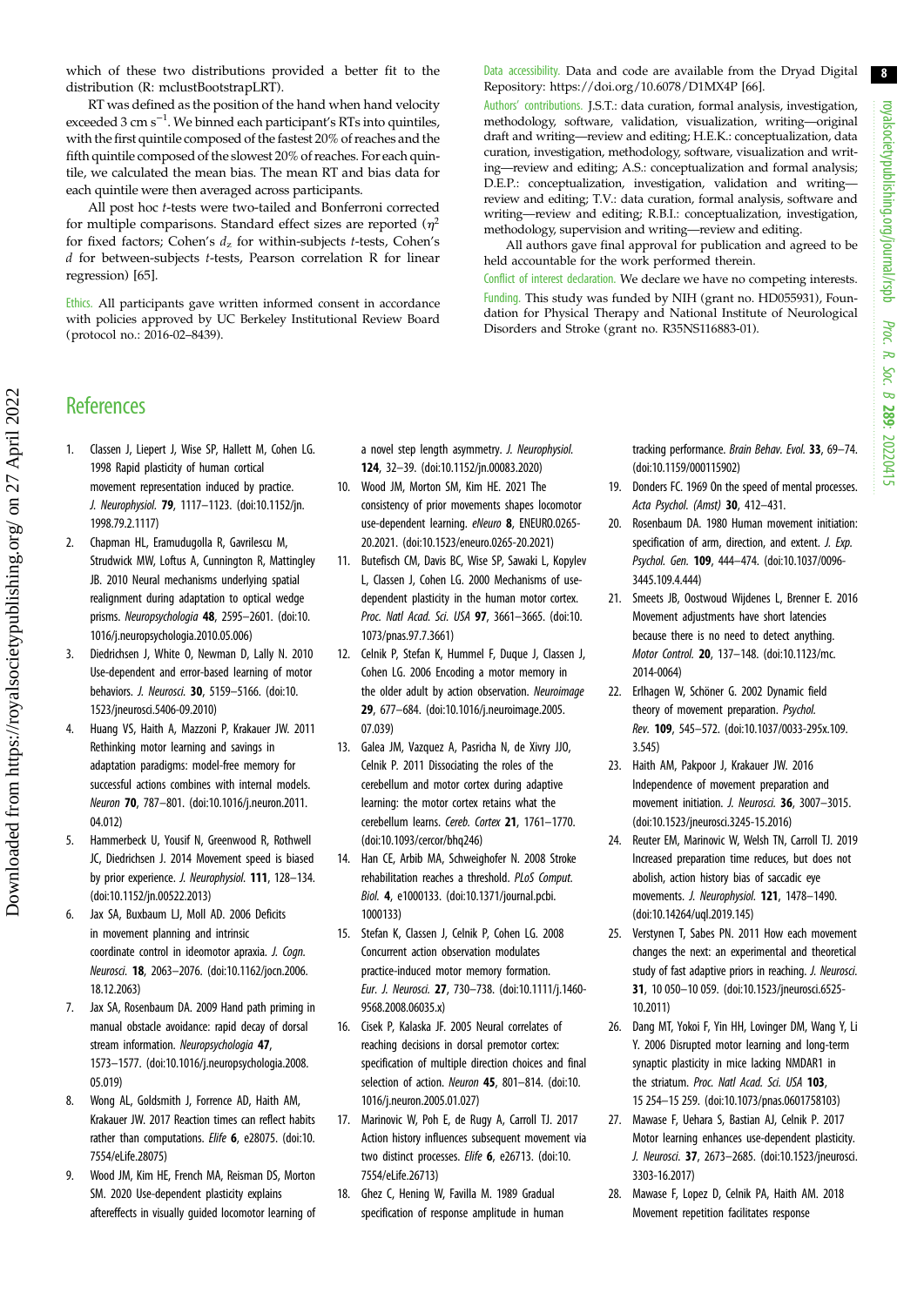which of these two distributions provided a better fit to the distribution (R: mclustBootstrapLRT).

RT was defined as the position of the hand when hand velocity exceeded 3 cm s$^{-1}$. We binned each participant's RTs into quintiles, with the first quintile composed of the fastest 20% of reaches and the fifth quintile composed of the slowest 20% of reaches. For each quintile, we calculated the mean bias. The mean RT and bias data for each quintile were then averaged across participants.

All post hoc *t*-tests were two-tailed and Bonferroni corrected for multiple comparisons. Standard effect sizes are reported ($\eta^2$ for fixed factors; Cohen's $d_z$ for within-subjects *t*-tests, Cohen's $d$ for between-subjects *t*-tests, Pearson correlation R for linear regression) [65].

Ethics. All participants gave written informed consent in accordance with policies approved by UC Berkeley Institutional Review Board (protocol no.: 2016-02–8439).

Data accessibility. Data and code are available from the Dryad Digital Repository: https://doi.org/10.6078/D1MX4P [66].

Authors' contributions. J.S.T.: data curation, formal analysis, investigation, methodology, software, validation, visualization, writing—original draft and writing—review and editing; H.E.K.: conceptualization, data curation, investigation, methodology, software, visualization and writing—review and editing; A.S.: conceptualization and formal analysis; D.E.P.: conceptualization, investigation, validation and writing—review and editing; T.V.: data curation, formal analysis, software and writing—review and editing; R.B.I.: conceptualization, investigation, methodology, supervision and writing—review and editing.

All authors gave final approval for publication and agreed to be held accountable for the work performed therein.

Conflict of interest declaration. We declare we have no competing interests.

Funding. This study was funded by NIH (grant no. HD055931), Foundation for Physical Therapy and National Institute of Neurological Disorders and Stroke (grant no. R35NS116883-01).

## References

1. Classen J, Liepert J, Wise SP, Hallett M, Cohen LG. 1998 Rapid plasticity of human cortical movement representation induced by practice. *J. Neurophysiol.* **79**, 1117–1123. (doi:10.1152/jn.1998.79.2.1117)
2. Chapman HL, Eramudugolla R, Gavrilescu M, Strudwick MW, Loftus A, Cunnington R, Mattingley JB. 2010 Neural mechanisms underlying spatial realignment during adaptation to optical wedge prisms. *Neuropsychologia* **48**, 2595–2601. (doi:10.1016/j.neuropsychologia.2010.05.006)
3. Diedrichsen J, White O, Newman D, Lally N. 2010 Use-dependent and error-based learning of motor behaviors. *J. Neurosci.* **30**, 5159–5166. (doi:10.1523/jneurosci.5406-09.2010)
4. Huang VS, Haith A, Mazzoni P, Krakauer JW. 2011 Rethinking motor learning and savings in adaptation paradigms: model-free memory for successful actions combines with internal models. *Neuron* **70**, 787–801. (doi:10.1016/j.neuron.2011.04.012)
5. Hammerbeck U, Yousif N, Greenwood R, Rothwell JC, Diedrichsen J. 2014 Movement speed is biased by prior experience. *J. Neurophysiol.* **111**, 128–134. (doi:10.1152/jn.00522.2013)
6. Jax SA, Buxbaum LJ, Moll AD. 2006 Deficits in movement planning and intrinsic coordinate control in ideomotor apraxia. *J. Cogn. Neurosci.* **18**, 2063–2076. (doi:10.1162/jocn.2006.18.12.2063)
7. Jax SA, Rosenbaum DA. 2009 Hand path priming in manual obstacle avoidance: rapid decay of dorsal stream information. *Neuropsychologia* **47**, 1573–1577. (doi:10.1016/j.neuropsychologia.2008.05.019)
8. Wong AL, Goldsmith J, Forrence AD, Haith AM, Krakauer JW. 2017 Reaction times can reflect habits rather than computations. *Elife* **6**, e28075. (doi:10.7554/eLife.28075)
9. Wood JM, Kim HE, French MA, Reisman DS, Morton SM. 2020 Use-dependent plasticity explains aftereffects in visually guided locomotor learning of a novel step length asymmetry. *J. Neurophysiol.* **124**, 32–39. (doi:10.1152/jn.00083.2020)
10. Wood JM, Morton SM, Kim HE. 2021 The consistency of prior movements shapes locomotor use-dependent learning. *eNeuro* **8**, ENEURO.0265-20.2021. (doi:10.1523/eneuro.0265-20.2021)
11. Butefisch CM, Davis BC, Wise SP, Sawaki L, Kopylev L, Classen J, Cohen LG. 2000 Mechanisms of use-dependent plasticity in the human motor cortex. *Proc. Natl Acad. Sci. USA* **97**, 3661–3665. (doi:10.1073/pnas.97.7.3661)
12. Celnik P, Stefan K, Hummel F, Duque J, Classen J, Cohen LG. 2006 Encoding a motor memory in the older adult by action observation. *Neuroimage* **29**, 677–684. (doi:10.1016/j.neuroimage.2005.07.039)
13. Galea JM, Vazquez A, Pasricha N, de Xivry JJO, Celnik P. 2011 Dissociating the roles of the cerebellum and motor cortex during adaptive learning: the motor cortex retains what the cerebellum learns. *Cereb. Cortex* **21**, 1761–1770. (doi:10.1093/cercor/bhq246)
14. Han CE, Arbib MA, Schweighofer N. 2008 Stroke rehabilitation reaches a threshold. *PLoS Comput. Biol.* **4**, e1000133. (doi:10.1371/journal.pcbi.1000133)
15. Stefan K, Classen J, Celnik P, Cohen LG. 2008 Concurrent action observation modulates practice-induced motor memory formation. *Eur. J. Neurosci.* **27**, 730–738. (doi:10.1111/j.1460-9568.2008.06035.x)
16. Cisek P, Kalaska JF. 2005 Neural correlates of reaching decisions in dorsal premotor cortex: specification of multiple direction choices and final selection of action. *Neuron* **45**, 801–814. (doi:10.1016/j.neuron.2005.01.027)
17. Marinovic W, Poh E, de Rugy A, Carroll TJ. 2017 Action history influences subsequent movement via two distinct processes. *Elife* **6**, e26713. (doi:10.7554/eLife.26713)
18. Ghez C, Hening W, Favilla M. 1989 Gradual specification of response amplitude in human tracking performance. *Brain Behav. Evol.* **33**, 69–74. (doi:10.1159/000115902)
19. Donders FC. 1969 On the speed of mental processes. *Acta Psychol. (Amst)* **30**, 412–431.
20. Rosenbaum DA. 1980 Human movement initiation: specification of arm, direction, and extent. *J. Exp. Psychol. Gen.* **109**, 444–474. (doi:10.1037/0096-3445.109.4.444)
21. Smeets JB, Oostwoud Wijdenes L, Brenner E. 2016 Movement adjustments have short latencies because there is no need to detect anything. *Motor Control.* **20**, 137–148. (doi:10.1123/mc.2014-0064)
22. Erlhagen W, Schöner G. 2002 Dynamic field theory of movement preparation. *Psychol. Rev.* **109**, 545–572. (doi:10.1037/0033-295x.109.3.545)
23. Haith AM, Pakpoor J, Krakauer JW. 2016 Independence of movement preparation and movement initiation. *J. Neurosci.* **36**, 3007–3015. (doi:10.1523/jneurosci.3245-15.2016)
24. Reuter EM, Marinovic W, Welsh TN, Carroll TJ. 2019 Increased preparation time reduces, but does not abolish, action history bias of saccadic eye movements. *J. Neurophysiol.* **121**, 1478–1490. (doi:10.14264/uql.2019.145)
25. Verstynen T, Sabes PN. 2011 How each movement changes the next: an experimental and theoretical study of fast adaptive priors in reaching. *J. Neurosci.* **31**, 10 050–10 059. (doi:10.1523/jneurosci.6525-10.2011)
26. Dang MT, Yokoi F, Yin HH, Lovinger DM, Wang Y, Li Y. 2006 Disrupted motor learning and long-term synaptic plasticity in mice lacking NMDAR1 in the striatum. *Proc. Natl Acad. Sci. USA* **103**, 15 254–15 259. (doi:10.1073/pnas.0601758103)
27. Mawase F, Uehara S, Bastian AJ, Celnik P. 2017 Motor learning enhances use-dependent plasticity. *J. Neurosci.* **37**, 2673–2685. (doi:10.1523/jneurosci.3303-16.2017)
28. Mawase F, Lopez D, Celnik PA, Haith AM. 2018 Movement repetition facilitates response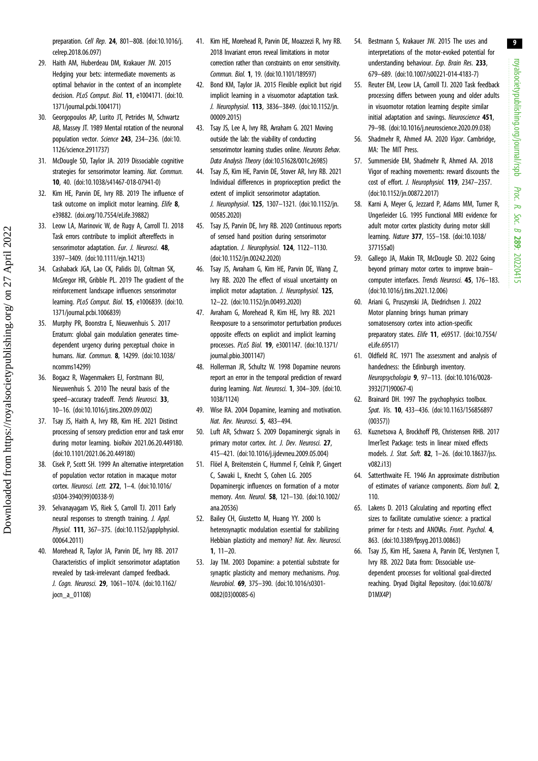preparation. *Cell Rep.* **24**, 801–808. (doi:10.1016/j.celrep.2018.06.097)

29. Haith AM, Huberdeau DM, Krakauer JW. 2015 Hedging your bets: intermediate movements as optimal behavior in the context of an incomplete decision. *PLoS Comput. Biol.* **11**, e1004171. (doi:10.1371/journal.pcbi.1004171)
30. Georgopoulos AP, Lurito JT, Petrides M, Schwartz AB, Massey JT. 1989 Mental rotation of the neuronal population vector. *Science* **243**, 234–236. (doi:10.1126/science.2911737)
31. McDougle SD, Taylor JA. 2019 Dissociable cognitive strategies for sensorimotor learning. *Nat. Commun.* **10**, 40. (doi:10.1038/s41467-018-07941-0)
32. Kim HE, Parvin DE, Ivry RB. 2019 The influence of task outcome on implicit motor learning. *Elife* **8**, e39882. (doi.org/10.7554/eLife.39882)
33. Leow LA, Marinovic W, de Rugy A, Carroll TJ. 2018 Task errors contribute to implicit aftereffects in sensorimotor adaptation. *Eur. J. Neurosci.* **48**, 3397–3409. (doi:10.1111/ejn.14213)
34. Cashaback JGA, Lao CK, Palidis DJ, Coltman SK, McGregor HR, Gribble PL. 2019 The gradient of the reinforcement landscape influences sensorimotor learning. *PLoS Comput. Biol.* **15**, e1006839. (doi:10.1371/journal.pcbi.1006839)
35. Murphy PR, Boonstra E, Nieuwenhuis S. 2017 Erratum: global gain modulation generates time-dependent urgency during perceptual choice in humans. *Nat. Commun.* **8**, 14299. (doi:10.1038/ncomms14299)
36. Bogacz R, Wagenmakers EJ, Forstmann BU, Nieuwenhuis S. 2010 The neural basis of the speed–accuracy tradeoff. *Trends Neurosci.* **33**, 10–16. (doi:10.1016/j.tins.2009.09.002)
37. Tsay JS, Haith A, Ivry RB, Kim HE. 2021 Distinct processing of sensory prediction error and task error during motor learning. bioRxiv 2021.06.20.449180. (doi:10.1101/2021.06.20.449180)
38. Cisek P, Scott SH. 1999 An alternative interpretation of population vector rotation in macaque motor cortex. *Neurosci. Lett.* **272**, 1–4. (doi:10.1016/s0304-3940(99)00338-9)
39. Selvanayagam VS, Riek S, Carroll TJ. 2011 Early neural responses to strength training. *J. Appl. Physiol.* **111**, 367–375. (doi:10.1152/japplphysiol.00064.2011)
40. Morehead R, Taylor JA, Parvin DE, Ivry RB. 2017 Characteristics of implicit sensorimotor adaptation revealed by task-irrelevant clamped feedback. *J. Cogn. Neurosci.* **29**, 1061–1074. (doi:10.1162/jocn_a_01108)
41. Kim HE, Morehead R, Parvin DE, Moazzezi R, Ivry RB. 2018 Invariant errors reveal limitations in motor correction rather than constraints on error sensitivity. *Commun. Biol.* **1**, 19. (doi:10.1101/189597)
42. Bond KM, Taylor JA. 2015 Flexible explicit but rigid implicit learning in a visuomotor adaptation task. *J. Neurophysiol.* **113**, 3836–3849. (doi:10.1152/jn.00009.2015)
43. Tsay JS, Lee A, Ivry RB, Avraham G. 2021 Moving outside the lab: the viability of conducting sensorimotor learning studies online. *Neurons Behav. Data Analysis Theory* (doi:10.51628/001c.26985)
44. Tsay JS, Kim HE, Parvin DE, Stover AR, Ivry RB. 2021 Individual differences in proprioception predict the extent of implicit sensorimotor adaptation. *J. Neurophysiol*. **125**, 1307–1321. (doi:10.1152/jn.00585.2020)
45. Tsay JS, Parvin DE, Ivry RB. 2020 Continuous reports of sensed hand position during sensorimotor adaptation. *J. Neurophysiol.* **124**, 1122–1130. (doi:10.1152/jn.00242.2020)
46. Tsay JS, Avraham G, Kim HE, Parvin DE, Wang Z, Ivry RB. 2020 The effect of visual uncertainty on implicit motor adaptation. *J. Neurophysiol.* **125**, 12–22. (doi:10.1152/jn.00493.2020)
47. Avraham G, Morehead R, Kim HE, Ivry RB. 2021 Reexposure to a sensorimotor perturbation produces opposite effects on explicit and implicit learning processes. *PLoS Biol.* **19**, e3001147. (doi:10.1371/journal.pbio.3001147)
48. Hollerman JR, Schultz W. 1998 Dopamine neurons report an error in the temporal prediction of reward during learning. *Nat. Neurosci.* **1**, 304–309. (doi:10.1038/1124)
49. Wise RA. 2004 Dopamine, learning and motivation. *Nat. Rev. Neurosci.* **5**, 483–494.
50. Luft AR, Schwarz S. 2009 Dopaminergic signals in primary motor cortex. *Int. J. Dev. Neurosci.* **27**, 415–421. (doi:10.1016/j.ijdevneu.2009.05.004)
51. Flöel A, Breitenstein C, Hummel F, Celnik P, Gingert C, Sawaki L, Knecht S, Cohen LG. 2005 Dopaminergic influences on formation of a motor memory. *Ann. Neurol.* **58**, 121–130. (doi:10.1002/ana.20536)
52. Bailey CH, Giustetto M, Huang YY. 2000 Is heterosynaptic modulation essential for stabilizing Hebbian plasticity and memory? *Nat. Rev. Neurosci.* **1**, 11–20.
53. Jay TM. 2003 Dopamine: a potential substrate for synaptic plasticity and memory mechanisms. *Prog. Neurobiol.* **69**, 375–390. (doi:10.1016/s0301-0082(03)00085-6)
54. Bestmann S, Krakauer JW. 2015 The uses and interpretations of the motor-evoked potential for understanding behaviour. *Exp. Brain Res.* **233**, 679–689. (doi:10.1007/s00221-014-4183-7)
55. Reuter EM, Leow LA, Carroll TJ. 2020 Task feedback processing differs between young and older adults in visuomotor rotation learning despite similar initial adaptation and savings. *Neuroscience* **451**, 79–98. (doi:10.1016/j.neuroscience.2020.09.038)
56. Shadmehr R, Ahmed AA. 2020 *Vigor*. Cambridge, MA: The MIT Press.
57. Summerside EM, Shadmehr R, Ahmed AA. 2018 Vigor of reaching movements: reward discounts the cost of effort. *J. Neurophysiol.* **119**, 2347–2357. (doi:10.1152/jn.00872.2017)
58. Karni A, Meyer G, Jezzard P, Adams MM, Turner R, Ungerleider LG. 1995 Functional MRI evidence for adult motor cortex plasticity during motor skill learning. *Nature* **377**, 155–158. (doi:10.1038/377155a0)
59. Gallego JA, Makin TR, McDougle SD. 2022 Going beyond primary motor cortex to improve brain–computer interfaces. *Trends Neurosci.* **45**, 176–183. (doi:10.1016/j.tins.2021.12.006)
60. Ariani G, Pruszynski JA, Diedrichsen J. 2022 Motor planning brings human primary somatosensory cortex into action-specific preparatory states. *Elife* **11**, e69517. (doi:10.7554/eLife.69517)
61. Oldfield RC. 1971 The assessment and analysis of handedness: the Edinburgh inventory. *Neuropsychologia* **9**, 97–113. (doi:10.1016/0028-3932(71)90067-4)
62. Brainard DH. 1997 The psychophysics toolbox. *Spat. Vis.* **10**, 433–436. (doi:10.1163/156856897(00357))
63. Kuznetsova A, Brockhoff PB, Christensen RHB. 2017 lmerTest Package: tests in linear mixed effects models. *J. Stat. Soft.* **82**, 1–26. (doi:10.18637/jss.v082.i13)
64. Satterthwaite FE. 1946 An approximate distribution of estimates of variance components. *Biom bull.* **2**, 110.
65. Lakens D. 2013 Calculating and reporting effect sizes to facilitate cumulative science: a practical primer for *t*-tests and ANOVAs. *Front. Psychol.* **4**, 863. (doi:10.3389/fpsyg.2013.00863)
66. Tsay JS, Kim HE, Saxena A, Parvin DE, Verstynen T, Ivry RB. 2022 Data from: Dissociable use-dependent processes for volitional goal-directed reaching. Dryad Digital Repository. (doi:10.6078/D1MX4P)